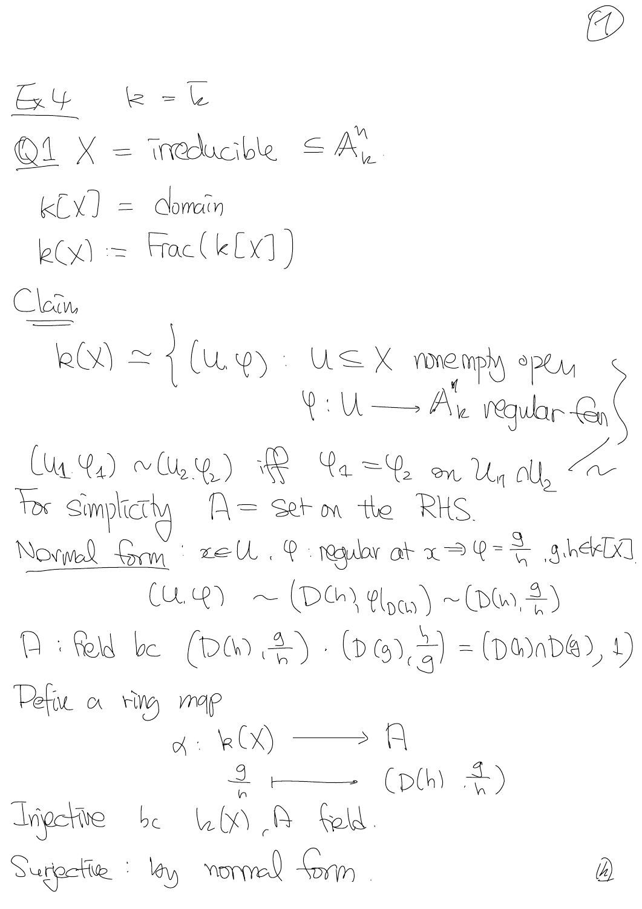Ex 4 $\quad k = \overline{k}$

Q1 $X$ = irreducible $\subseteq \mathbb{A}^n_k$.

$k[X]$ = domain

$k(X) := \operatorname{Frac}(k[X])$

**Claim**

$$k(X) \simeq \left\{ (U, \varphi) : \begin{array}{l} U \subseteq X \text{ nonempty open} \\ \varphi : U \longrightarrow \mathbb{A}^1_k \text{ regular fcn} \end{array} \right\} \Big/ \sim$$

$(U_1, \varphi_1) \sim (U_2, \varphi_2)$ iff $\varphi_1 = \varphi_2$ on $U_1 \cap U_2$

For simplicity $A$ = set on the RHS.

Normal form : $x \in U$, $\varphi$ : regular at $x \Rightarrow \varphi = \frac{g}{h}$, $g, h \in k[X]$.

$$(U, \varphi) \sim (D(h), \varphi|_{D(h)}) \sim (D(h), \tfrac{g}{h})$$

$A$ : field bc $(D(h), \frac{g}{h}) \cdot (D(g), \frac{h}{g}) = (D(h) \cap D(g), 1)$

Define a ring map

$$\alpha : k(X) \longrightarrow A$$
$$\frac{g}{h} \longmapsto (D(h), \tfrac{g}{h})$$

Injective bc $k(X)$, $A$ field.

Surjective : by normal form.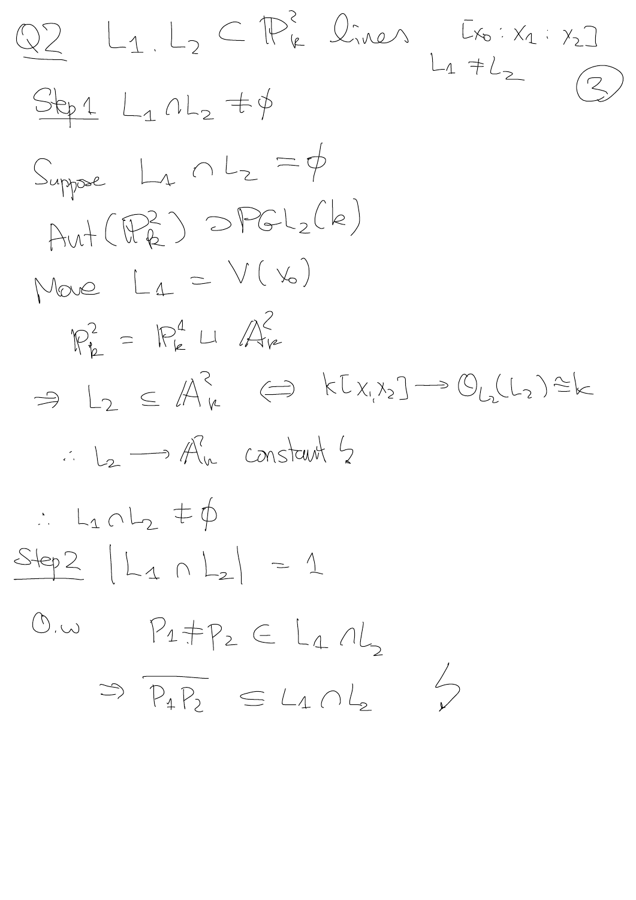**Q2** $L_1, L_2 \subset \mathbb{P}^2_k$ lines $[x_0 : x_1 : x_2]$

$L_1 \neq L_2$ (3)

**Step 1** $L_1 \cap L_2 \neq \emptyset$

Suppose $L_1 \cap L_2 = \emptyset$

$\text{Aut}(\mathbb{P}^2_k) \supset PGL_2(k)$

Move $L_1 = V(x_0)$

$\mathbb{P}^2_k = \mathbb{P}^1_k \sqcup \mathbb{A}^2_k$

$\Rightarrow L_2 \subseteq \mathbb{A}^2_k \iff k[x_1, x_2] \longrightarrow \mathcal{O}_{L_2}(L_2) \cong k$

$\therefore L_2 \longrightarrow \mathbb{A}^2_k$ constant $\lightning$

$\therefore L_1 \cap L_2 \neq \emptyset$

**Step 2** $|L_1 \cap L_2| = 1$

O.w. $P_1 \neq P_2 \in L_1 \cap L_2$

$\Rightarrow \overline{P_1 P_2} \subseteq L_1 \cap L_2$ $\lightning$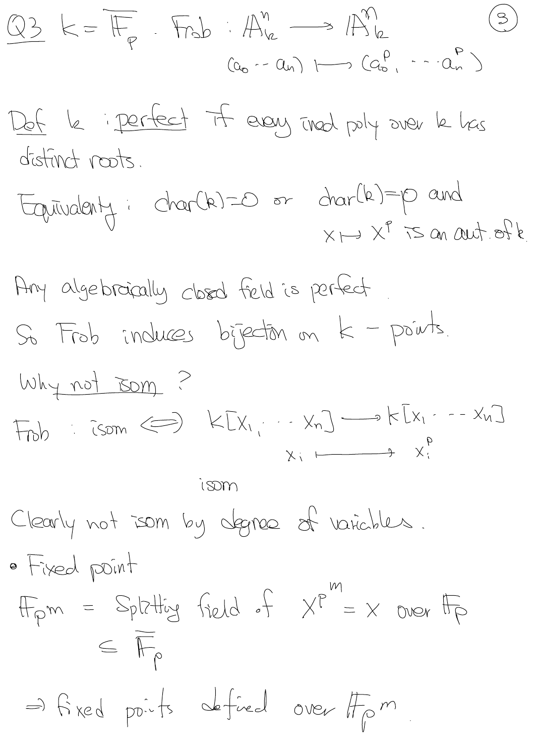Q3 $k = \overline{\mathbb{F}_p}$. Frob : $\mathbb{A}^n_k \longrightarrow \mathbb{A}^n_k$

$$(a_0 \cdots a_n) \longmapsto (a_0^p, \cdots a_n^p)$$

Def $k$ : perfect if every irred poly over $k$ has distinct roots.

Equivalently : char$(k) = 0$ or char$(k) = p$ and $x \mapsto x^p$ is an aut. of $k$.

Any algebraically closed field is perfect.

So Frob induces bijection on $k$ - points.

Why not isom ?

Frob : isom $\iff$ $k[x_1, \cdots x_n] \longrightarrow k[x_1, \cdots x_n]$

$$x_i \longmapsto x_i^p$$

isom

Clearly not isom by degree of variables.

- Fixed point

$\mathbb{F}_{p^m}$ = Splitting field of $x^{p^m} = x$ over $\mathbb{F}_p$

$\subseteq \overline{\mathbb{F}_p}$

$\Rightarrow$ fixed points defined over $\mathbb{F}_{p^m}$.